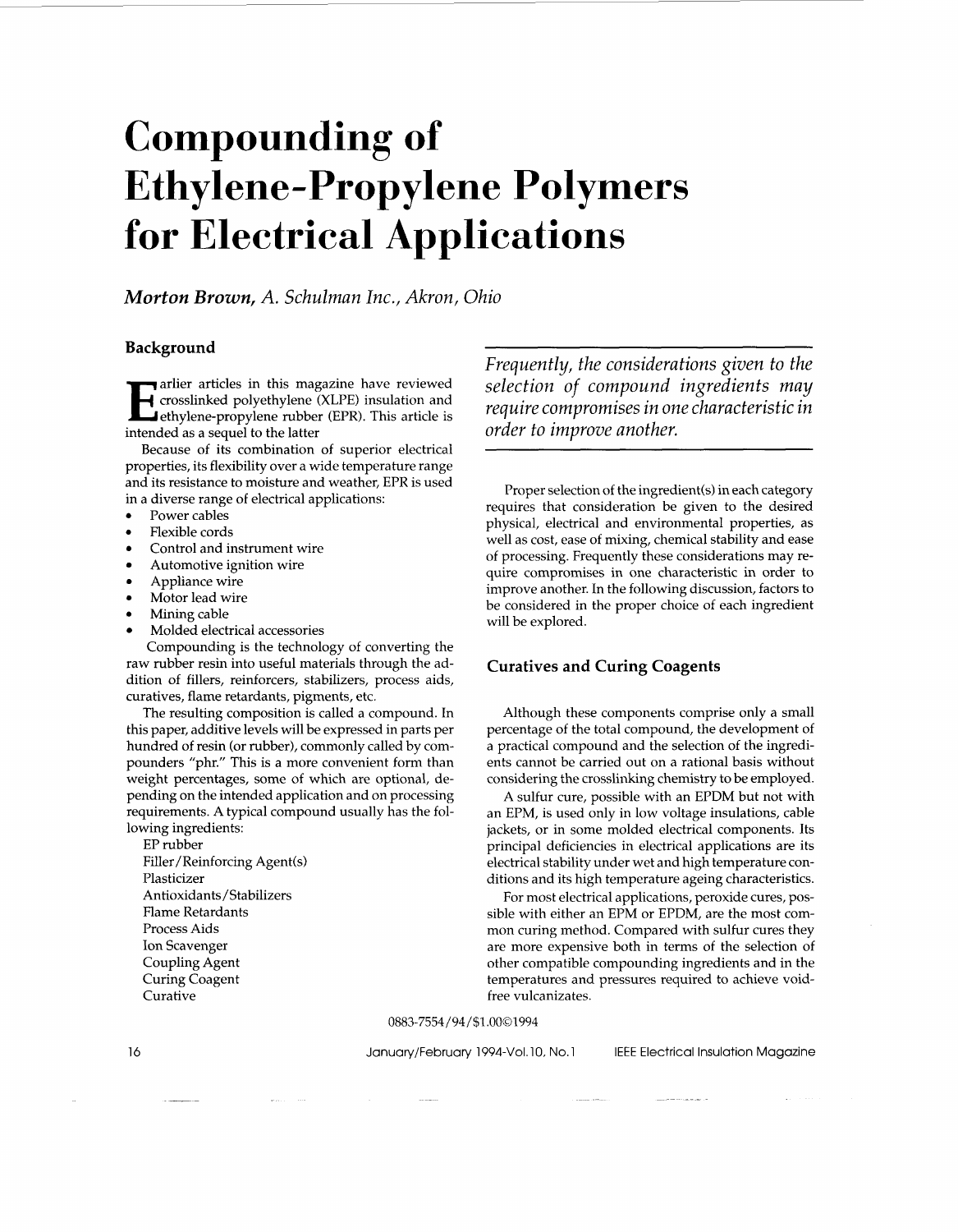# Compounding of Ethylene-Propylene Polymers for Electrical Applications

***Morton Brown**, A. Schulman Inc., Akron, Ohio*

## Background

Earlier articles in this magazine have reviewed crosslinked polyethylene (XLPE) insulation and ethylene-propylene rubber (EPR). This article is intended as a sequel to the latter

Because of its combination of superior electrical properties, its flexibility over a wide temperature range and its resistance to moisture and weather, EPR is used in a diverse range of electrical applications:

- Power cables
- Flexible cords
- Control and instrument wire
- Automotive ignition wire
- Appliance wire
- Motor lead wire
- Mining cable
- Molded electrical accessories

Compounding is the technology of converting the raw rubber resin into useful materials through the addition of fillers, reinforcers, stabilizers, process aids, curatives, flame retardants, pigments, etc.

The resulting composition is called a compound. In this paper, additive levels will be expressed in parts per hundred of resin (or rubber), commonly called by compounders "phr." This is a more convenient form than weight percentages, some of which are optional, depending on the intended application and on processing requirements. A typical compound usually has the following ingredients:

EP rubber
Filler/Reinforcing Agent(s)
Plasticizer
Antioxidants/Stabilizers
Flame Retardants
Process Aids
Ion Scavenger
Coupling Agent
Curing Coagent
Curative

*Frequently, the considerations given to the selection of compound ingredients may require compromises in one characteristic in order to improve another.*

Proper selection of the ingredient(s) in each category requires that consideration be given to the desired physical, electrical and environmental properties, as well as cost, ease of mixing, chemical stability and ease of processing. Frequently these considerations may require compromises in one characteristic in order to improve another. In the following discussion, factors to be considered in the proper choice of each ingredient will be explored.

## Curatives and Curing Coagents

Although these components comprise only a small percentage of the total compound, the development of a practical compound and the selection of the ingredients cannot be carried out on a rational basis without considering the crosslinking chemistry to be employed.

A sulfur cure, possible with an EPDM but not with an EPM, is used only in low voltage insulations, cable jackets, or in some molded electrical components. Its principal deficiencies in electrical applications are its electrical stability under wet and high temperature conditions and its high temperature ageing characteristics.

For most electrical applications, peroxide cures, possible with either an EPM or EPDM, are the most common curing method. Compared with sulfur cures they are more expensive both in terms of the selection of other compatible compounding ingredients and in the temperatures and pressures required to achieve void-free vulcanizates.

0883-7554/94/$1.00©1994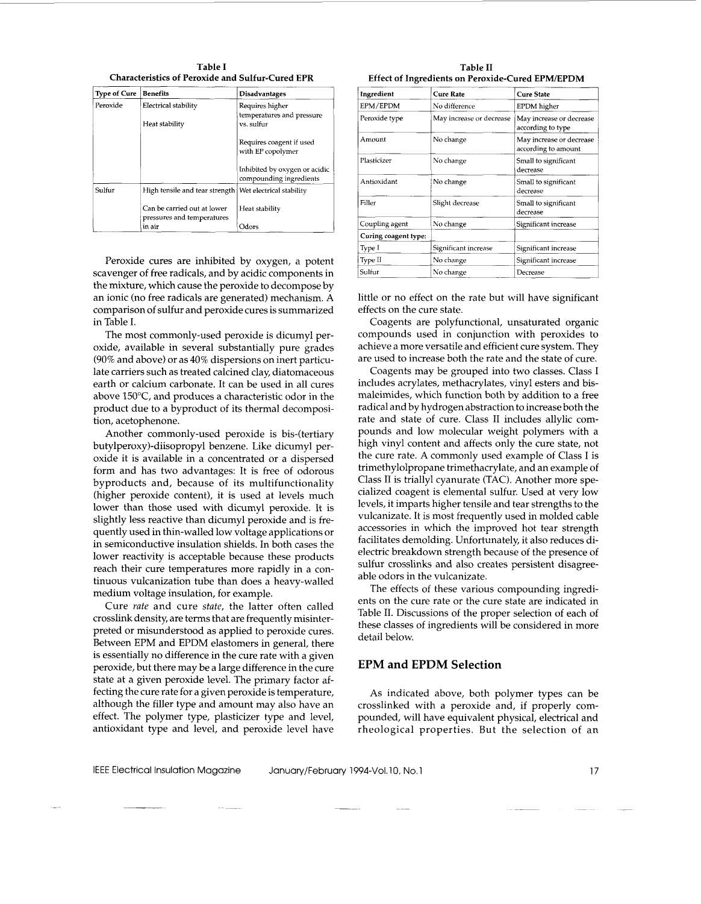**Table I**
**Characteristics of Peroxide and Sulfur-Cured EPR**

| Type of Cure | Benefits | Disadvantages |
|---|---|---|
| Peroxide | Electrical stability<br><br>Heat stability | Requires higher temperatures and pressure vs. sulfur<br><br>Requires coagent if used with EP copolymer<br><br>Inhibited by oxygen or acidic compounding ingredients |
| Sulfur | High tensile and tear strength<br><br>Can be carried out at lower pressures and temperatures in air | Wet electrical stability<br><br>Heat stability<br><br>Odors |

Peroxide cures are inhibited by oxygen, a potent scavenger of free radicals, and by acidic components in the mixture, which cause the peroxide to decompose by an ionic (no free radicals are generated) mechanism. A comparison of sulfur and peroxide cures is summarized in Table I.

The most commonly-used peroxide is dicumyl peroxide, available in several substantially pure grades (90% and above) or as 40% dispersions on inert particulate carriers such as treated calcined clay, diatomaceous earth or calcium carbonate. It can be used in all cures above 150°C, and produces a characteristic odor in the product due to a byproduct of its thermal decomposition, acetophenone.

Another commonly-used peroxide is bis-(tertiary butylperoxy)-diisopropyl benzene. Like dicumyl peroxide it is available in a concentrated or a dispersed form and has two advantages: It is free of odorous byproducts and, because of its multifunctionality (higher peroxide content), it is used at levels much lower than those used with dicumyl peroxide. It is slightly less reactive than dicumyl peroxide and is frequently used in thin-walled low voltage applications or in semiconductive insulation shields. In both cases the lower reactivity is acceptable because these products reach their cure temperatures more rapidly in a continuous vulcanization tube than does a heavy-walled medium voltage insulation, for example.

Cure *rate* and cure *state*, the latter often called crosslink density, are terms that are frequently misinterpreted or misunderstood as applied to peroxide cures. Between EPM and EPDM elastomers in general, there is essentially no difference in the cure rate with a given peroxide, but there may be a large difference in the cure state at a given peroxide level. The primary factor affecting the cure rate for a given peroxide is temperature, although the filler type and amount may also have an effect. The polymer type, plasticizer type and level, antioxidant type and level, and peroxide level have little or no effect on the rate but will have significant effects on the cure state.

**Table II**
**Effect of Ingredients on Peroxide-Cured EPM/EPDM**

| Ingredient | Cure Rate | Cure State |
|---|---|---|
| EPM/EPDM | No difference | EPDM higher |
| Peroxide type | May increase or decrease | May increase or decrease according to type |
| Amount | No change | May increase or decrease according to amount |
| Plasticizer | No change | Small to significant decrease |
| Antioxidant | No change | Small to significant decrease |
| Filler | Slight decrease | Small to significant decrease |
| Coupling agent | No change | Significant increase |
| **Curing coagent type:** | | |
| Type I | Significant increase | Significant increase |
| Type II | No change | Significant increase |
| Sulfur | No change | Decrease |

Coagents are polyfunctional, unsaturated organic compounds used in conjunction with peroxides to achieve a more versatile and efficient cure system. They are used to increase both the rate and the state of cure.

Coagents may be grouped into two classes. Class I includes acrylates, methacrylates, vinyl esters and bismaleimides, which function both by addition to a free radical and by hydrogen abstraction to increase both the rate and state of cure. Class II includes allylic compounds and low molecular weight polymers with a high vinyl content and affects only the cure state, not the cure rate. A commonly used example of Class I is trimethylolpropane trimethacrylate, and an example of Class II is triallyl cyanurate (TAC). Another more specialized coagent is elemental sulfur. Used at very low levels, it imparts higher tensile and tear strengths to the vulcanizate. It is most frequently used in molded cable accessories in which the improved hot tear strength facilitates demolding. Unfortunately, it also reduces dielectric breakdown strength because of the presence of sulfur crosslinks and also creates persistent disagreeable odors in the vulcanizate.

The effects of these various compounding ingredients on the cure rate or the cure state are indicated in Table II. Discussions of the proper selection of each of these classes of ingredients will be considered in more detail below.

## EPM and EPDM Selection

As indicated above, both polymer types can be crosslinked with a peroxide and, if properly compounded, will have equivalent physical, electrical and rheological properties. But the selection of an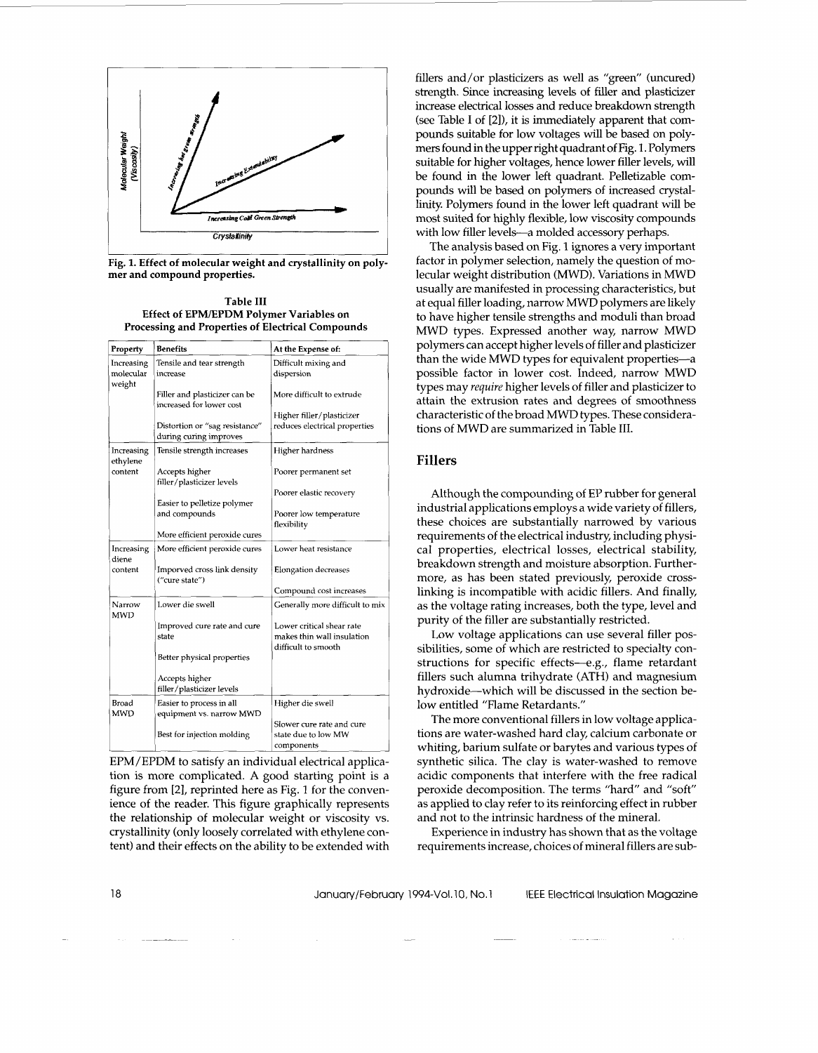Fig. 1. Effect of molecular weight and crystallinity on polymer and compound properties.

**Table III**
**Effect of EPM/EPDM Polymer Variables on Processing and Properties of Electrical Compounds**

| Property | Benefits | At the Expense of: |
|---|---|---|
| Increasing molecular weight | Tensile and tear strength increase | Difficult mixing and dispersion |
| | Filler and plasticizer can be increased for lower cost | More difficult to extrude |
| | Distortion or "sag resistance" during curing improves | Higher filler/plasticizer reduces electrical properties |
| Increasing ethylene content | Tensile strength increases | Higher hardness |
| | Accepts higher filler/plasticizer levels | Poorer permanent set |
| | Easier to pelletize polymer and compounds | Poorer elastic recovery |
| | More efficient peroxide cures | Poorer low temperature flexibility |
| Increasing diene content | More efficient peroxide cures | Lower heat resistance |
| | Imporved cross link density ("cure state") | Elongation decreases |
| | | Compound cost increases |
| Narrow MWD | Lower die swell | Generally more difficult to mix |
| | Improved cure rate and cure state | Lower critical shear rate makes thin wall insulation difficult to smooth |
| | Better physical properties | |
| | Accepts higher filler/plasticizer levels | |
| Broad MWD | Easier to process in all equipment vs. narrow MWD | Higher die swell |
| | Best for injection molding | Slower cure rate and cure state due to low MW components |

EPM/EPDM to satisfy an individual electrical application is more complicated. A good starting point is a figure from [2], reprinted here as Fig. 1 for the convenience of the reader. This figure graphically represents the relationship of molecular weight or viscosity vs. crystallinity (only loosely correlated with ethylene content) and their effects on the ability to be extended with fillers and/or plasticizers as well as "green" (uncured) strength. Since increasing levels of filler and plasticizer increase electrical losses and reduce breakdown strength (see Table I of [2]), it is immediately apparent that compounds suitable for low voltages will be based on polymers found in the upper right quadrant of Fig. 1. Polymers suitable for higher voltages, hence lower filler levels, will be found in the lower left quadrant. Pelletizable compounds will be based on polymers of increased crystallinity. Polymers found in the lower left quadrant will be most suited for highly flexible, low viscosity compounds with low filler levels—a molded accessory perhaps.

The analysis based on Fig. 1 ignores a very important factor in polymer selection, namely the question of molecular weight distribution (MWD). Variations in MWD usually are manifested in processing characteristics, but at equal filler loading, narrow MWD polymers are likely to have higher tensile strengths and moduli than broad MWD types. Expressed another way, narrow MWD polymers can accept higher levels of filler and plasticizer than the wide MWD types for equivalent properties—a possible factor in lower cost. Indeed, narrow MWD types may *require* higher levels of filler and plasticizer to attain the extrusion rates and degrees of smoothness characteristic of the broad MWD types. These considerations of MWD are summarized in Table III.

## Fillers

Although the compounding of EP rubber for general industrial applications employs a wide variety of fillers, these choices are substantially narrowed by various requirements of the electrical industry, including physical properties, electrical losses, electrical stability, breakdown strength and moisture absorption. Furthermore, as has been stated previously, peroxide crosslinking is incompatible with acidic fillers. And finally, as the voltage rating increases, both the type, level and purity of the filler are substantially restricted.

Low voltage applications can use several filler possibilities, some of which are restricted to specialty constructions for specific effects—e.g., flame retardant fillers such alumna trihydrate (ATH) and magnesium hydroxide—which will be discussed in the section below entitled "Flame Retardants."

The more conventional fillers in low voltage applications are water-washed hard clay, calcium carbonate or whiting, barium sulfate or barytes and various types of synthetic silica. The clay is water-washed to remove acidic components that interfere with the free radical peroxide decomposition. The terms "hard" and "soft" as applied to clay refer to its reinforcing effect in rubber and not to the intrinsic hardness of the mineral.

Experience in industry has shown that as the voltage requirements increase, choices of mineral fillers are sub-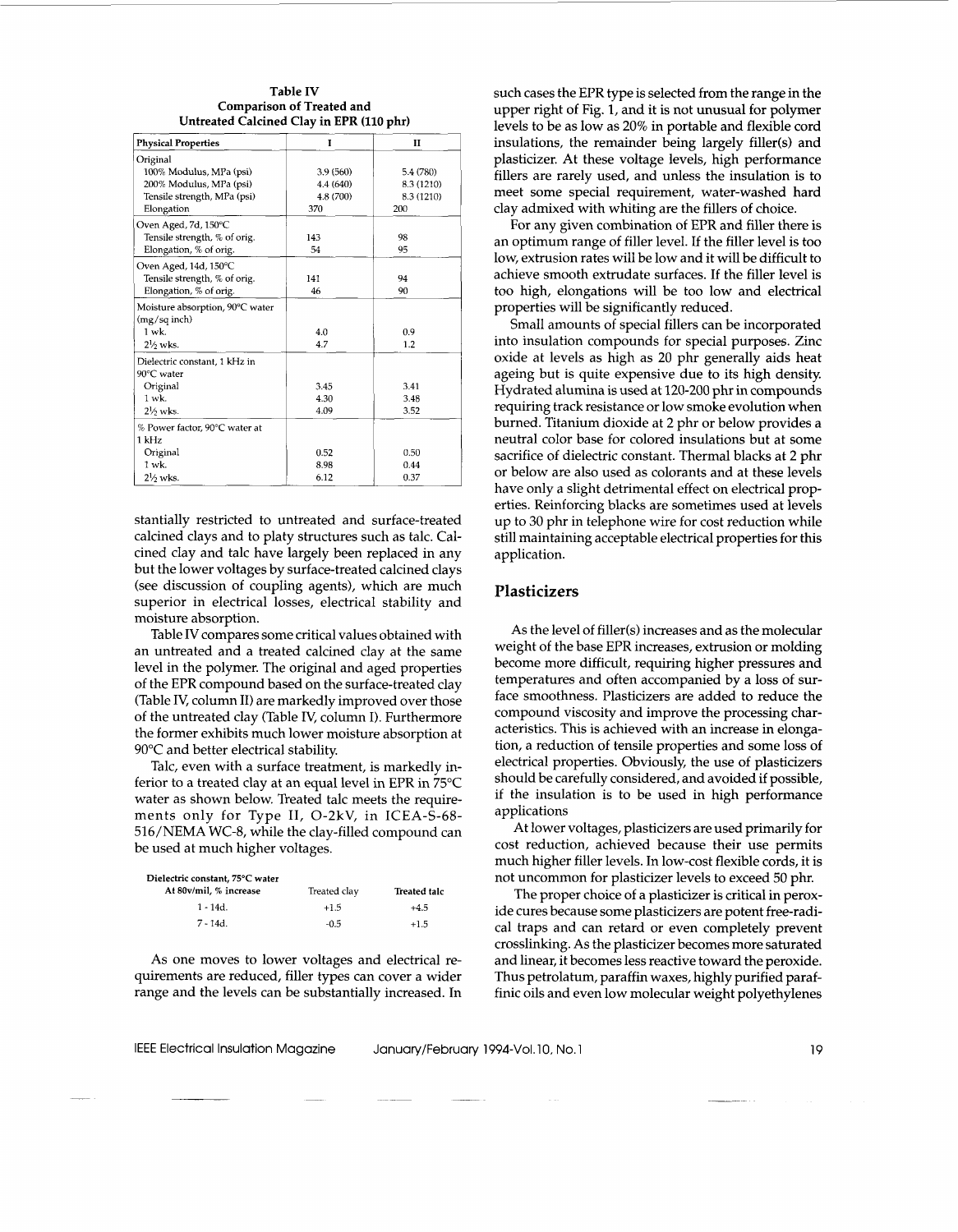**Table IV**
**Comparison of Treated and Untreated Calcined Clay in EPR (110 phr)**

| Physical Properties | I | II |
|---|---|---|
| Original | | |
| 100% Modulus, MPa (psi) | 3.9 (560) | 5.4 (780) |
| 200% Modulus, MPa (psi) | 4.4 (640) | 8.3 (1210) |
| Tensile strength, MPa (psi) | 4.8 (700) | 8.3 (1210) |
| Elongation | 370 | 200 |
| Oven Aged, 7d, 150°C | | |
| Tensile strength, % of orig. | 143 | 98 |
| Elongation, % of orig. | 54 | 95 |
| Oven Aged, 14d, 150°C | | |
| Tensile strength, % of orig. | 141 | 94 |
| Elongation, % of orig. | 46 | 90 |
| Moisture absorption, 90°C water (mg/sq inch) | | |
| 1 wk. | 4.0 | 0.9 |
| 2½ wks. | 4.7 | 1.2 |
| Dielectric constant, 1 kHz in 90°C water | | |
| Original | 3.45 | 3.41 |
| 1 wk. | 4.30 | 3.48 |
| 2½ wks. | 4.09 | 3.52 |
| % Power factor, 90°C water at 1 kHz | | |
| Original | 0.52 | 0.50 |
| 1 wk. | 8.98 | 0.44 |
| 2½ wks. | 6.12 | 0.37 |

stantially restricted to untreated and surface-treated calcined clays and to platy structures such as talc. Calcined clay and talc have largely been replaced in any but the lower voltages by surface-treated calcined clays (see discussion of coupling agents), which are much superior in electrical losses, electrical stability and moisture absorption.

Table IV compares some critical values obtained with an untreated and a treated calcined clay at the same level in the polymer. The original and aged properties of the EPR compound based on the surface-treated clay (Table IV, column II) are markedly improved over those of the untreated clay (Table IV, column I). Furthermore the former exhibits much lower moisture absorption at 90°C and better electrical stability.

Talc, even with a surface treatment, is markedly inferior to a treated clay at an equal level in EPR in 75°C water as shown below. Treated talc meets the requirements only for Type II, O-2kV, in ICEA-S-68-516/NEMA WC-8, while the clay-filled compound can be used at much higher voltages.

| Dielectric constant, 75°C water At 80v/mil, % increase | Treated clay | Treated talc |
|---|---|---|
| 1 - 14d. | +1.5 | +4.5 |
| 7 - 14d. | -0.5 | +1.5 |

As one moves to lower voltages and electrical requirements are reduced, filler types can cover a wider range and the levels can be substantially increased. In such cases the EPR type is selected from the range in the upper right of Fig. 1, and it is not unusual for polymer levels to be as low as 20% in portable and flexible cord insulations, the remainder being largely filler(s) and plasticizer. At these voltage levels, high performance fillers are rarely used, and unless the insulation is to meet some special requirement, water-washed hard clay admixed with whiting are the fillers of choice.

For any given combination of EPR and filler there is an optimum range of filler level. If the filler level is too low, extrusion rates will be low and it will be difficult to achieve smooth extrudate surfaces. If the filler level is too high, elongations will be too low and electrical properties will be significantly reduced.

Small amounts of special fillers can be incorporated into insulation compounds for special purposes. Zinc oxide at levels as high as 20 phr generally aids heat ageing but is quite expensive due to its high density. Hydrated alumina is used at 120-200 phr in compounds requiring track resistance or low smoke evolution when burned. Titanium dioxide at 2 phr or below provides a neutral color base for colored insulations but at some sacrifice of dielectric constant. Thermal blacks at 2 phr or below are also used as colorants and at these levels have only a slight detrimental effect on electrical properties. Reinforcing blacks are sometimes used at levels up to 30 phr in telephone wire for cost reduction while still maintaining acceptable electrical properties for this application.

## Plasticizers

As the level of filler(s) increases and as the molecular weight of the base EPR increases, extrusion or molding become more difficult, requiring higher pressures and temperatures and often accompanied by a loss of surface smoothness. Plasticizers are added to reduce the compound viscosity and improve the processing characteristics. This is achieved with an increase in elongation, a reduction of tensile properties and some loss of electrical properties. Obviously, the use of plasticizers should be carefully considered, and avoided if possible, if the insulation is to be used in high performance applications

At lower voltages, plasticizers are used primarily for cost reduction, achieved because their use permits much higher filler levels. In low-cost flexible cords, it is not uncommon for plasticizer levels to exceed 50 phr.

The proper choice of a plasticizer is critical in peroxide cures because some plasticizers are potent free-radical traps and can retard or even completely prevent crosslinking. As the plasticizer becomes more saturated and linear, it becomes less reactive toward the peroxide. Thus petrolatum, paraffin waxes, highly purified paraffinic oils and even low molecular weight polyethylenes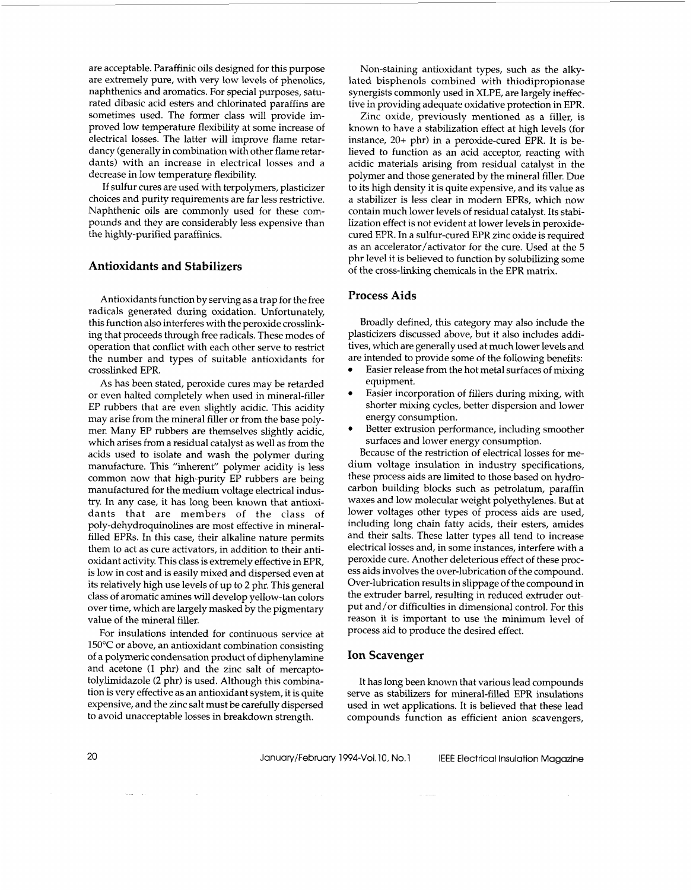are acceptable. Paraffinic oils designed for this purpose are extremely pure, with very low levels of phenolics, naphthenics and aromatics. For special purposes, saturated dibasic acid esters and chlorinated paraffins are sometimes used. The former class will provide improved low temperature flexibility at some increase of electrical losses. The latter will improve flame retardancy (generally in combination with other flame retardants) with an increase in electrical losses and a decrease in low temperature flexibility.

If sulfur cures are used with terpolymers, plasticizer choices and purity requirements are far less restrictive. Naphthenic oils are commonly used for these compounds and they are considerably less expensive than the highly-purified paraffinics.

## Antioxidants and Stabilizers

Antioxidants function by serving as a trap for the free radicals generated during oxidation. Unfortunately, this function also interferes with the peroxide crosslinking that proceeds through free radicals. These modes of operation that conflict with each other serve to restrict the number and types of suitable antioxidants for crosslinked EPR.

As has been stated, peroxide cures may be retarded or even halted completely when used in mineral-filler EP rubbers that are even slightly acidic. This acidity may arise from the mineral filler or from the base polymer. Many EP rubbers are themselves slightly acidic, which arises from a residual catalyst as well as from the acids used to isolate and wash the polymer during manufacture. This "inherent" polymer acidity is less common now that high-purity EP rubbers are being manufactured for the medium voltage electrical industry. In any case, it has long been known that antioxidants that are members of the class of poly-dehydroquinolines are most effective in mineral-filled EPRs. In this case, their alkaline nature permits them to act as cure activators, in addition to their antioxidant activity. This class is extremely effective in EPR, is low in cost and is easily mixed and dispersed even at its relatively high use levels of up to 2 phr. This general class of aromatic amines will develop yellow-tan colors over time, which are largely masked by the pigmentary value of the mineral filler.

For insulations intended for continuous service at 150°C or above, an antioxidant combination consisting of a polymeric condensation product of diphenylamine and acetone (1 phr) and the zinc salt of mercaptotolylimidazole (2 phr) is used. Although this combination is very effective as an antioxidant system, it is quite expensive, and the zinc salt must be carefully dispersed to avoid unacceptable losses in breakdown strength.

Non-staining antioxidant types, such as the alkylated bisphenols combined with thiodipropionase synergists commonly used in XLPE, are largely ineffective in providing adequate oxidative protection in EPR.

Zinc oxide, previously mentioned as a filler, is known to have a stabilization effect at high levels (for instance, 20+ phr) in a peroxide-cured EPR. It is believed to function as an acid acceptor, reacting with acidic materials arising from residual catalyst in the polymer and those generated by the mineral filler. Due to its high density it is quite expensive, and its value as a stabilizer is less clear in modern EPRs, which now contain much lower levels of residual catalyst. Its stabilization effect is not evident at lower levels in peroxide-cured EPR. In a sulfur-cured EPR zinc oxide is required as an accelerator/activator for the cure. Used at the 5 phr level it is believed to function by solubilizing some of the cross-linking chemicals in the EPR matrix.

## Process Aids

Broadly defined, this category may also include the plasticizers discussed above, but it also includes additives, which are generally used at much lower levels and are intended to provide some of the following benefits:

- Easier release from the hot metal surfaces of mixing equipment.
- Easier incorporation of fillers during mixing, with shorter mixing cycles, better dispersion and lower energy consumption.
- Better extrusion performance, including smoother surfaces and lower energy consumption.

Because of the restriction of electrical losses for medium voltage insulation in industry specifications, these process aids are limited to those based on hydrocarbon building blocks such as petrolatum, paraffin waxes and low molecular weight polyethylenes. But at lower voltages other types of process aids are used, including long chain fatty acids, their esters, amides and their salts. These latter types all tend to increase electrical losses and, in some instances, interfere with a peroxide cure. Another deleterious effect of these process aids involves the over-lubrication of the compound. Over-lubrication results in slippage of the compound in the extruder barrel, resulting in reduced extruder output and/or difficulties in dimensional control. For this reason it is important to use the minimum level of process aid to produce the desired effect.

## Ion Scavenger

It has long been known that various lead compounds serve as stabilizers for mineral-filled EPR insulations used in wet applications. It is believed that these lead compounds function as efficient anion scavengers,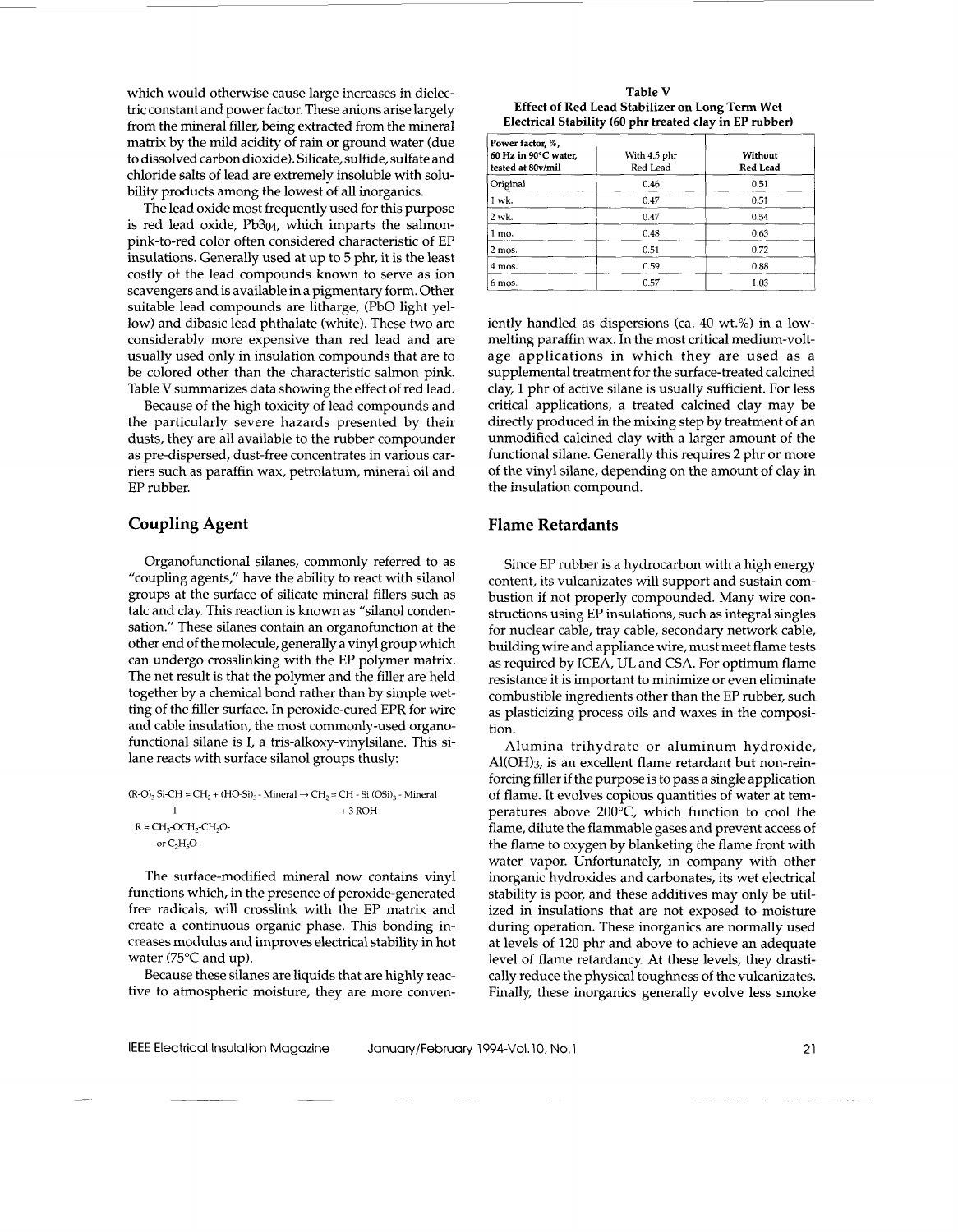which would otherwise cause large increases in dielectric constant and power factor. These anions arise largely from the mineral filler, being extracted from the mineral matrix by the mild acidity of rain or ground water (due to dissolved carbon dioxide). Silicate, sulfide, sulfate and chloride salts of lead are extremely insoluble with solubility products among the lowest of all inorganics.

The lead oxide most frequently used for this purpose is red lead oxide, $Pb_3O_4$, which imparts the salmon-pink-to-red color often considered characteristic of EP insulations. Generally used at up to 5 phr, it is the least costly of the lead compounds known to serve as ion scavengers and is available in a pigmentary form. Other suitable lead compounds are litharge, (PbO light yellow) and dibasic lead phthalate (white). These two are considerably more expensive than red lead and are usually used only in insulation compounds that are to be colored other than the characteristic salmon pink. Table V summarizes data showing the effect of red lead.

Because of the high toxicity of lead compounds and the particularly severe hazards presented by their dusts, they are all available to the rubber compounder as pre-dispersed, dust-free concentrates in various carriers such as paraffin wax, petrolatum, mineral oil and EP rubber.

## Coupling Agent

Organofunctional silanes, commonly referred to as "coupling agents," have the ability to react with silanol groups at the surface of silicate mineral fillers such as talc and clay. This reaction is known as "silanol condensation." These silanes contain an organofunction at the other end of the molecule, generally a vinyl group which can undergo crosslinking with the EP polymer matrix. The net result is that the polymer and the filler are held together by a chemical bond rather than by simple wetting of the filler surface. In peroxide-cured EPR for wire and cable insulation, the most commonly-used organofunctional silane is I, a tris-alkoxy-vinylsilane. This silane reacts with surface silanol groups thusly:

$$\underset{\text{I}}{(R\text{-}O)_3\,Si\text{-}CH=CH_2} + (HO\text{-}Si)_3\text{-Mineral} \rightarrow CH_2=CH\text{-}Si\,(OSi)_3\text{-Mineral} + 3\,ROH$$

$$R = CH_3\text{-}OCH_2\text{-}CH_2O\text{-} \quad \text{or } C_2H_5O\text{-}$$

The surface-modified mineral now contains vinyl functions which, in the presence of peroxide-generated free radicals, will crosslink with the EP matrix and create a continuous organic phase. This bonding increases modulus and improves electrical stability in hot water (75°C and up).

Because these silanes are liquids that are highly reactive to atmospheric moisture, they are more conveniently handled as dispersions (ca. 40 wt.%) in a low-melting paraffin wax. In the most critical medium-voltage applications in which they are used as a supplemental treatment for the surface-treated calcined clay, 1 phr of active silane is usually sufficient. For less critical applications, a treated calcined clay may be directly produced in the mixing step by treatment of an unmodified calcined clay with a larger amount of the functional silane. Generally this requires 2 phr or more of the vinyl silane, depending on the amount of clay in the insulation compound.

**Table V**
**Effect of Red Lead Stabilizer on Long Term Wet Electrical Stability (60 phr treated clay in EP rubber)**

| Power factor, %, 60 Hz in 90°C water, tested at 80v/mil | With 4.5 phr Red Lead | Without Red Lead |
|---|---|---|
| Original | 0.46 | 0.51 |
| 1 wk. | 0.47 | 0.51 |
| 2 wk. | 0.47 | 0.54 |
| 1 mo. | 0.48 | 0.63 |
| 2 mos. | 0.51 | 0.72 |
| 4 mos. | 0.59 | 0.88 |
| 6 mos. | 0.57 | 1.03 |

## Flame Retardants

Since EP rubber is a hydrocarbon with a high energy content, its vulcanizates will support and sustain combustion if not properly compounded. Many wire constructions using EP insulations, such as integral singles for nuclear cable, tray cable, secondary network cable, building wire and appliance wire, must meet flame tests as required by ICEA, UL and CSA. For optimum flame resistance it is important to minimize or even eliminate combustible ingredients other than the EP rubber, such as plasticizing process oils and waxes in the composition.

Alumina trihydrate or aluminum hydroxide, $Al(OH)_3$, is an excellent flame retardant but non-reinforcing filler if the purpose is to pass a single application of flame. It evolves copious quantities of water at temperatures above 200°C, which function to cool the flame, dilute the flammable gases and prevent access of the flame to oxygen by blanketing the flame front with water vapor. Unfortunately, in company with other inorganic hydroxides and carbonates, its wet electrical stability is poor, and these additives may only be utilized in insulations that are not exposed to moisture during operation. These inorganics are normally used at levels of 120 phr and above to achieve an adequate level of flame retardancy. At these levels, they drastically reduce the physical toughness of the vulcanizates. Finally, these inorganics generally evolve less smoke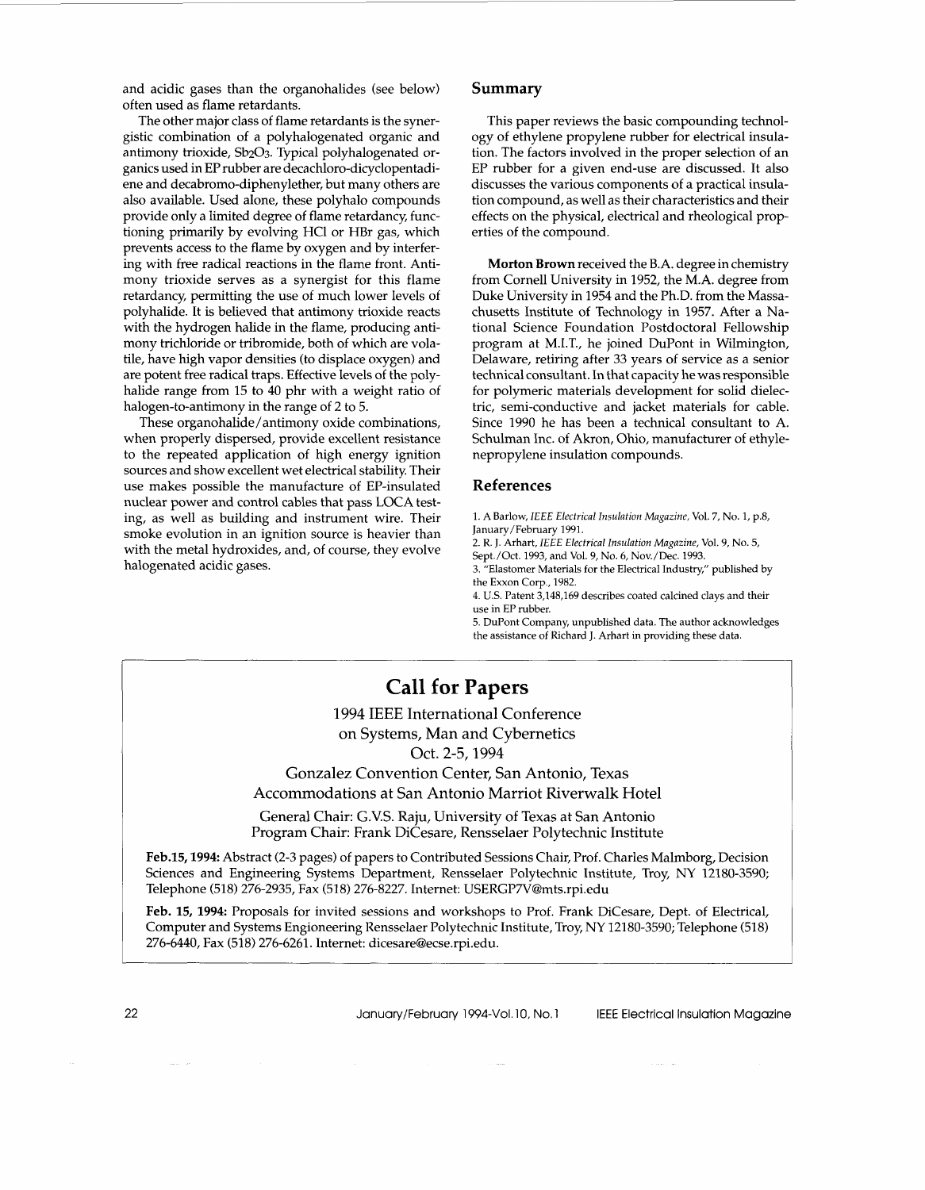and acidic gases than the organohalides (see below) often used as flame retardants.

The other major class of flame retardants is the synergistic combination of a polyhalogenated organic and antimony trioxide, $Sb_2O_3$. Typical polyhalogenated organics used in EP rubber are decachloro-dicyclopentadiene and decabromo-diphenylether, but many others are also available. Used alone, these polyhalo compounds provide only a limited degree of flame retardancy, functioning primarily by evolving HCl or HBr gas, which prevents access to the flame by oxygen and by interfering with free radical reactions in the flame front. Antimony trioxide serves as a synergist for this flame retardancy, permitting the use of much lower levels of polyhalide. It is believed that antimony trioxide reacts with the hydrogen halide in the flame, producing antimony trichloride or tribromide, both of which are volatile, have high vapor densities (to displace oxygen) and are potent free radical traps. Effective levels of the polyhalide range from 15 to 40 phr with a weight ratio of halogen-to-antimony in the range of 2 to 5.

These organohalide/antimony oxide combinations, when properly dispersed, provide excellent resistance to the repeated application of high energy ignition sources and show excellent wet electrical stability. Their use makes possible the manufacture of EP-insulated nuclear power and control cables that pass LOCA testing, as well as building and instrument wire. Their smoke evolution in an ignition source is heavier than with the metal hydroxides, and, of course, they evolve halogenated acidic gases.

## Summary

This paper reviews the basic compounding technology of ethylene propylene rubber for electrical insulation. The factors involved in the proper selection of an EP rubber for a given end-use are discussed. It also discusses the various components of a practical insulation compound, as well as their characteristics and their effects on the physical, electrical and rheological properties of the compound.

**Morton Brown** received the B.A. degree in chemistry from Cornell University in 1952, the M.A. degree from Duke University in 1954 and the Ph.D. from the Massachusetts Institute of Technology in 1957. After a National Science Foundation Postdoctoral Fellowship program at M.I.T., he joined DuPont in Wilmington, Delaware, retiring after 33 years of service as a senior technical consultant. In that capacity he was responsible for polymeric materials development for solid dielectric, semi-conductive and jacket materials for cable. Since 1990 he has been a technical consultant to A. Schulman Inc. of Akron, Ohio, manufacturer of ethylenepropylene insulation compounds.

## References

1. A Barlow, *IEEE Electrical Insulation Magazine*, Vol. 7, No. 1, p.8, January/February 1991.
2. R. J. Arhart, *IEEE Electrical Insulation Magazine*, Vol. 9, No. 5, Sept./Oct. 1993, and Vol. 9, No. 6, Nov./Dec. 1993.
3. "Elastomer Materials for the Electrical Industry," published by the Exxon Corp., 1982.
4. U.S. Patent 3,148,169 describes coated calcined clays and their use in EP rubber.
5. DuPont Company, unpublished data. The author acknowledges the assistance of Richard J. Arhart in providing these data.

## Call for Papers

1994 IEEE International Conference
on Systems, Man and Cybernetics
Oct. 2-5, 1994
Gonzalez Convention Center, San Antonio, Texas
Accommodations at San Antonio Marriot Riverwalk Hotel

General Chair: G.V.S. Raju, University of Texas at San Antonio
Program Chair: Frank DiCesare, Rensselaer Polytechnic Institute

**Feb.15, 1994:** Abstract (2-3 pages) of papers to Contributed Sessions Chair, Prof. Charles Malmborg, Decision Sciences and Engineering Systems Department, Rensselaer Polytechnic Institute, Troy, NY 12180-3590; Telephone (518) 276-2935, Fax (518) 276-8227. Internet: USERGP7V@mts.rpi.edu

**Feb. 15, 1994:** Proposals for invited sessions and workshops to Prof. Frank DiCesare, Dept. of Electrical, Computer and Systems Engioneering Rensselaer Polytechnic Institute, Troy, NY 12180-3590; Telephone (518) 276-6440, Fax (518) 276-6261. Internet: dicesare@ecse.rpi.edu.